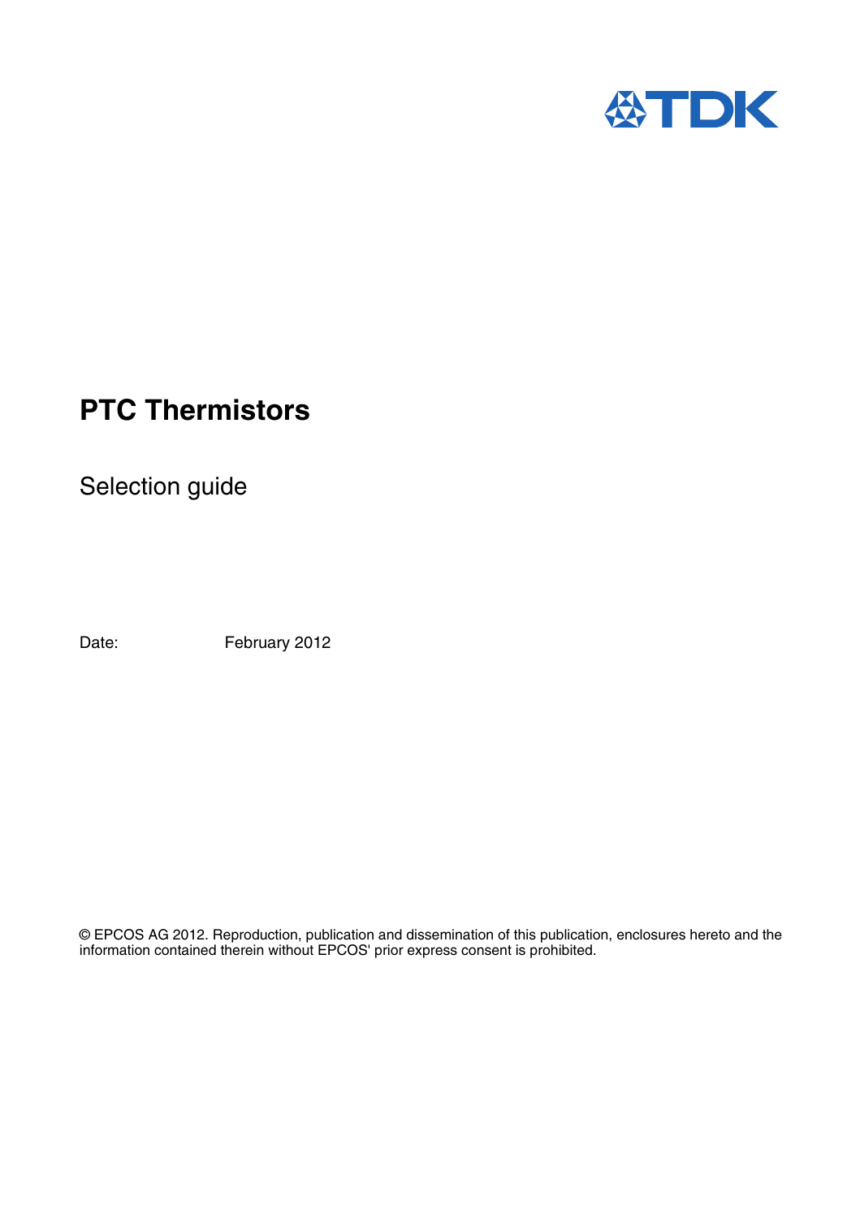TDK

# PTC Thermistors

Selection guide

Date: February 2012

© EPCOS AG 2012. Reproduction, publication and dissemination of this publication, enclosures hereto and the information contained therein without EPCOS' prior express consent is prohibited.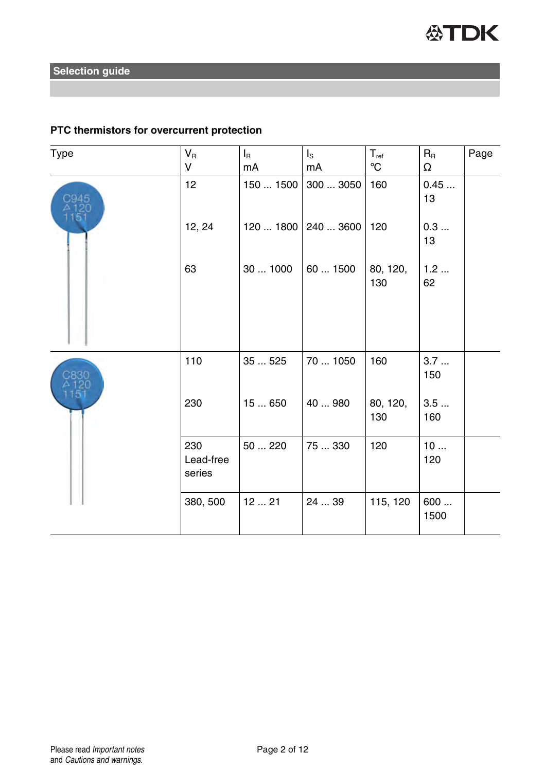## Selection guide

### PTC thermistors for overcurrent protection

| Type | $V_R$ V | $I_R$ mA | $I_S$ mA | $T_{ref}$ °C | $R_R$ Ω | Page |
|---|---|---|---|---|---|---|
| | 12 | 150 ... 1500 | 300 ... 3050 | 160 | 0.45 ... 13 | |
| | 12, 24 | 120 ... 1800 | 240 ... 3600 | 120 | 0.3 ... 13 | |
| | 63 | 30 ... 1000 | 60 ... 1500 | 80, 120, 130 | 1.2 ... 62 | |
| | 110 | 35 ... 525 | 70 ... 1050 | 160 | 3.7 ... 150 | |
| | 230 | 15 ... 650 | 40 ... 980 | 80, 120, 130 | 3.5 ... 160 | |
| | 230 Lead-free series | 50 ... 220 | 75 ... 330 | 120 | 10 ... 120 | |
| | 380, 500 | 12 ... 21 | 24 ... 39 | 115, 120 | 600 ... 1500 | |

Please read *Important notes* and *Cautions and warnings*.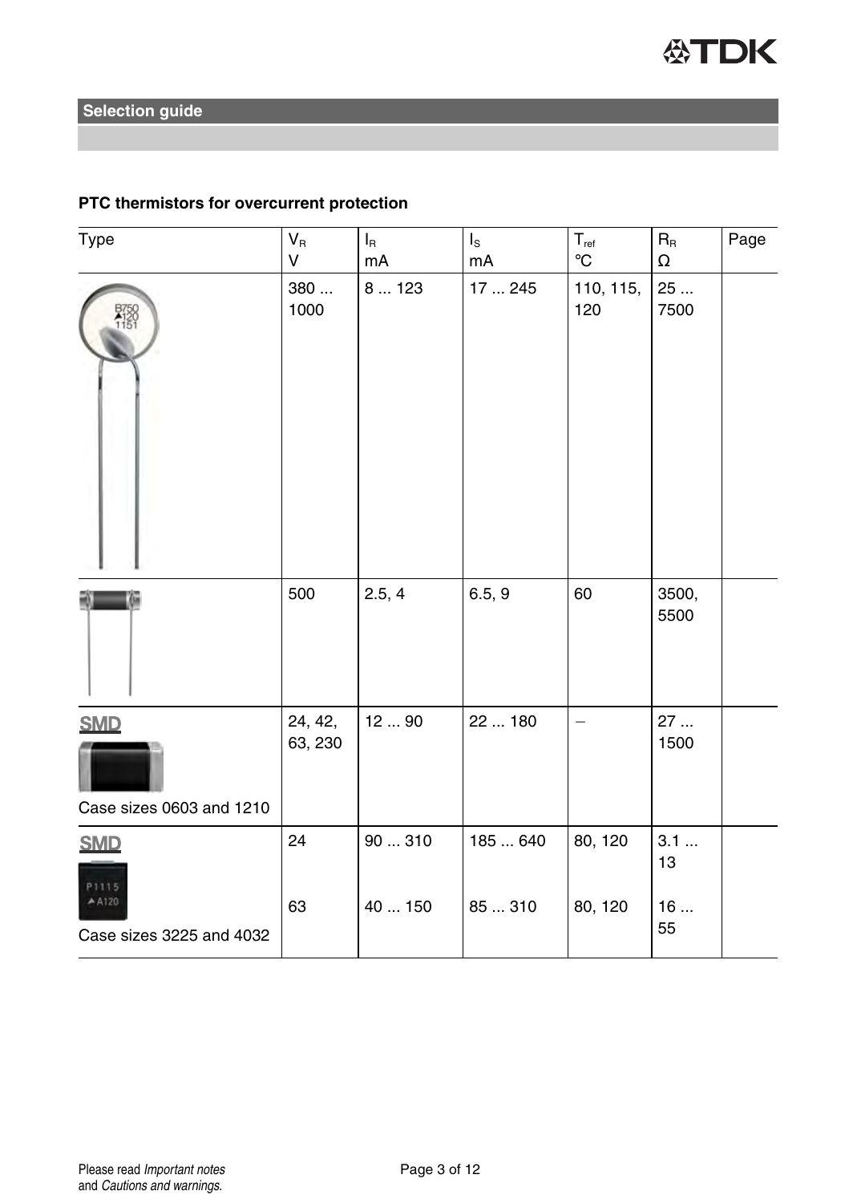## Selection guide

**PTC thermistors for overcurrent protection**

| Type | $V_R$<br>V | $I_R$<br>mA | $I_S$<br>mA | $T_{ref}$<br>°C | $R_R$<br>Ω | Page |
|---|---|---|---|---|---|---|
| | 380 ... 1000 | 8 ... 123 | 17 ... 245 | 110, 115, 120 | 25 ... 7500 | |
| | 500 | 2.5, 4 | 6.5, 9 | 60 | 3500, 5500 | |
| SMD<br>Case sizes 0603 and 1210 | 24, 42, 63, 230 | 12 ... 90 | 22 ... 180 | – | 27 ... 1500 | |
| SMD<br>Case sizes 3225 and 4032 | 24<br><br>63 | 90 ... 310<br><br>40 ... 150 | 185 ... 640<br><br>85 ... 310 | 80, 120<br><br>80, 120 | 3.1 ... 13<br><br>16 ... 55 | |

Please read *Important notes* and *Cautions and warnings.*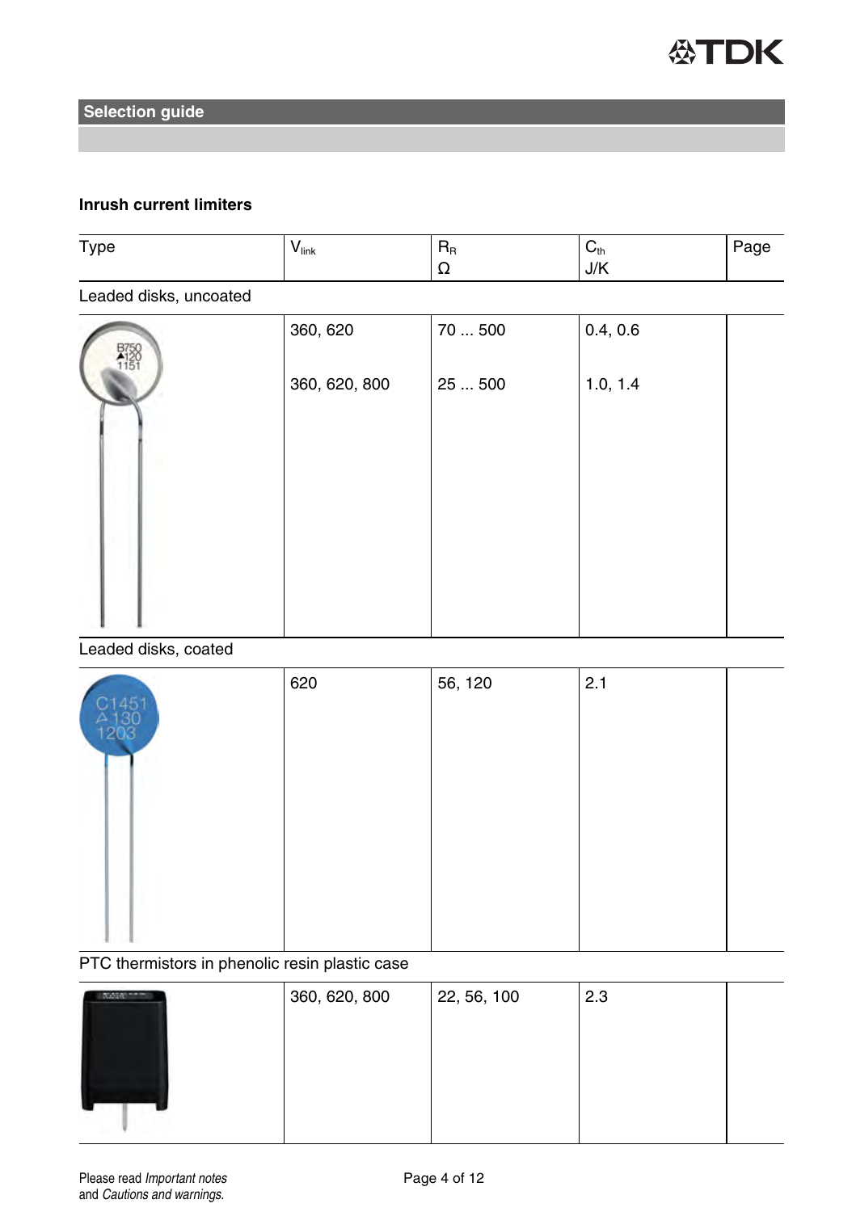## Selection guide

**Inrush current limiters**

| Type | $V_{link}$ | $R_R$ Ω | $C_{th}$ J/K | Page |
|---|---|---|---|---|
| Leaded disks, uncoated | | | | |
| | 360, 620 | 70 ... 500 | 0.4, 0.6 | |
| | 360, 620, 800 | 25 ... 500 | 1.0, 1.4 | |
| Leaded disks, coated | | | | |
| | 620 | 56, 120 | 2.1 | |
| PTC thermistors in phenolic resin plastic case | | | | |
| | 360, 620, 800 | 22, 56, 100 | 2.3 | |

Please read *Important notes* and *Cautions and warnings*.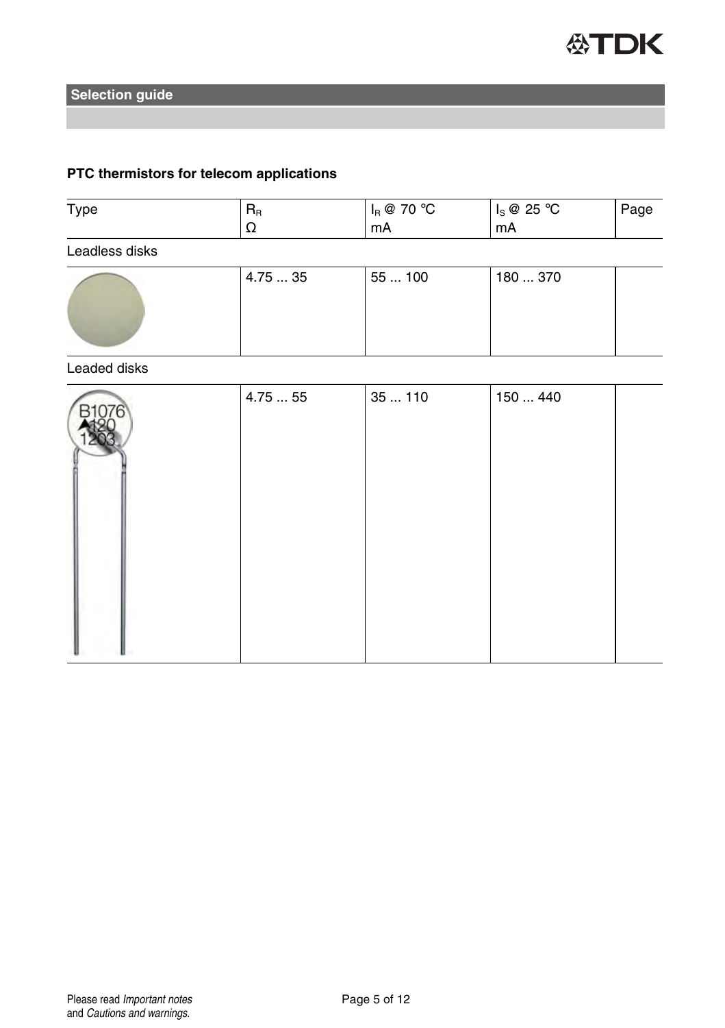## Selection guide

**PTC thermistors for telecom applications**

| Type | $R_R$ Ω | $I_R$ @ 70 °C mA | $I_S$ @ 25 °C mA | Page |
|---|---|---|---|---|
| Leadless disks | | | | |
| | 4.75 ... 35 | 55 ... 100 | 180 ... 370 | |
| Leaded disks | | | | |
| | 4.75 ... 55 | 35 ... 110 | 150 ... 440 | |

Please read *Important notes* and *Cautions and warnings.*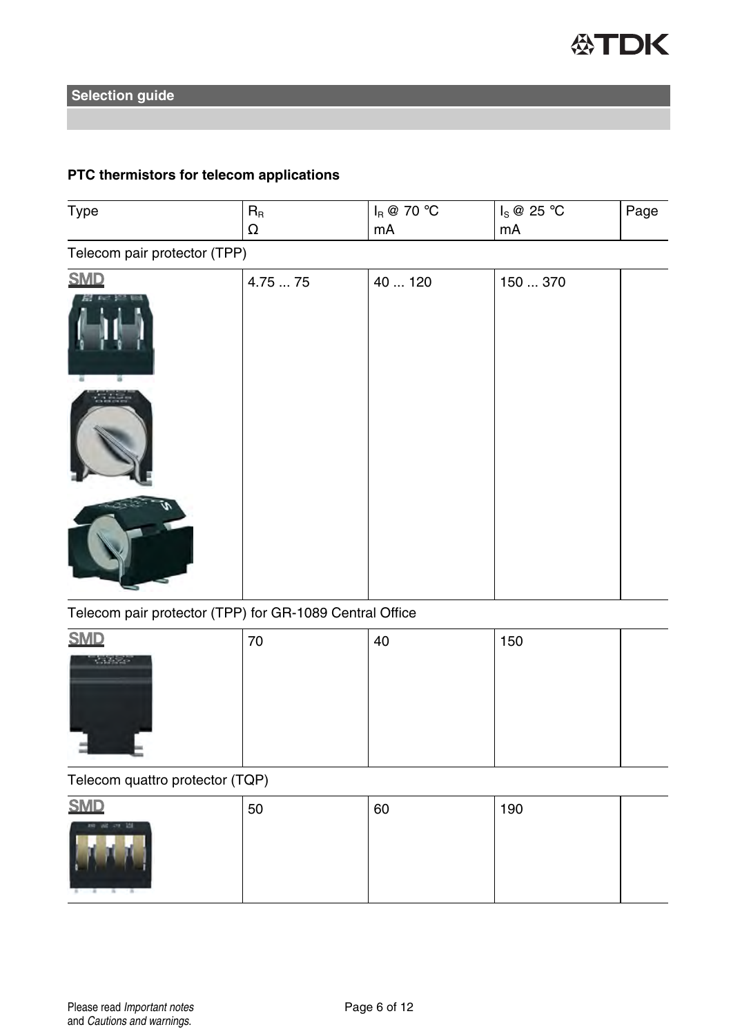## Selection guide

**PTC thermistors for telecom applications**

| Type | $R_R$ Ω | $I_R$ @ 70 °C mA | $I_S$ @ 25 °C mA | Page |
|---|---|---|---|---|
| Telecom pair protector (TPP) | | | | |
| SMD | 4.75 ... 75 | 40 ... 120 | 150 ... 370 | |
| Telecom pair protector (TPP) for GR-1089 Central Office | | | | |
| SMD | 70 | 40 | 150 | |
| Telecom quattro protector (TQP) | | | | |
| SMD | 50 | 60 | 190 | |

Please read *Important notes* and *Cautions and warnings.*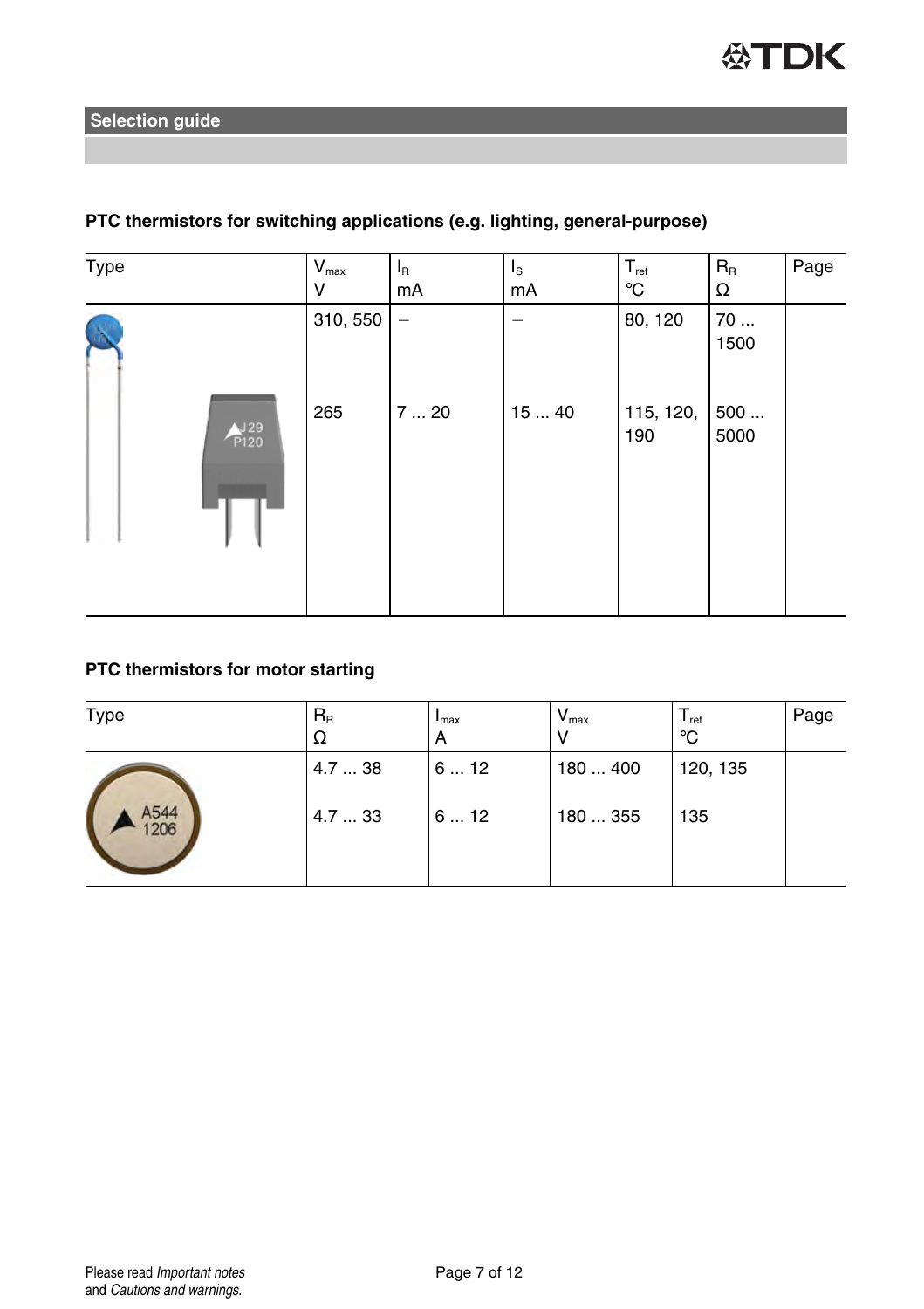## Selection guide

### PTC thermistors for switching applications (e.g. lighting, general-purpose)

| Type | $V_{max}$ V | $I_R$ mA | $I_S$ mA | $T_{ref}$ °C | $R_R$ Ω | Page |
|---|---|---|---|---|---|---|
| | 310, 550 | – | – | 80, 120 | 70 ... 1500 | |
| | 265 | 7 ... 20 | 15 ... 40 | 115, 120, 190 | 500 ... 5000 | |

### PTC thermistors for motor starting

| Type | $R_R$ Ω | $I_{max}$ A | $V_{max}$ V | $T_{ref}$ °C | Page |
|---|---|---|---|---|---|
| | 4.7 ... 38 | 6 ... 12 | 180 ... 400 | 120, 135 | |
| | 4.7 ... 33 | 6 ... 12 | 180 ... 355 | 135 | |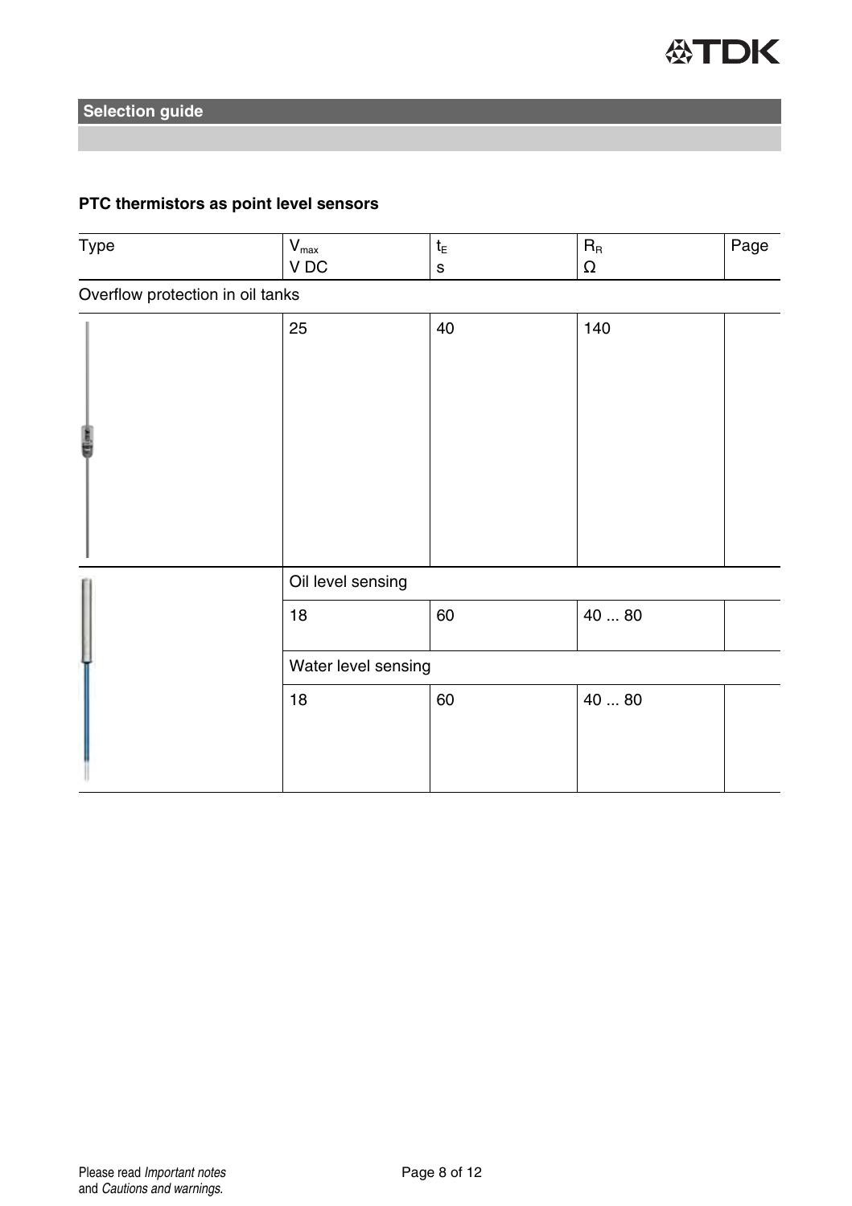## Selection guide

**PTC thermistors as point level sensors**

| Type | $V_{max}$ V DC | $t_E$ s | $R_R$ Ω | Page |
| --- | --- | --- | --- | --- |
| Overflow protection in oil tanks | | | | |
| | 25 | 40 | 140 | |
| | Oil level sensing | | | |
| | 18 | 60 | 40 ... 80 | |
| | Water level sensing | | | |
| | 18 | 60 | 40 ... 80 | |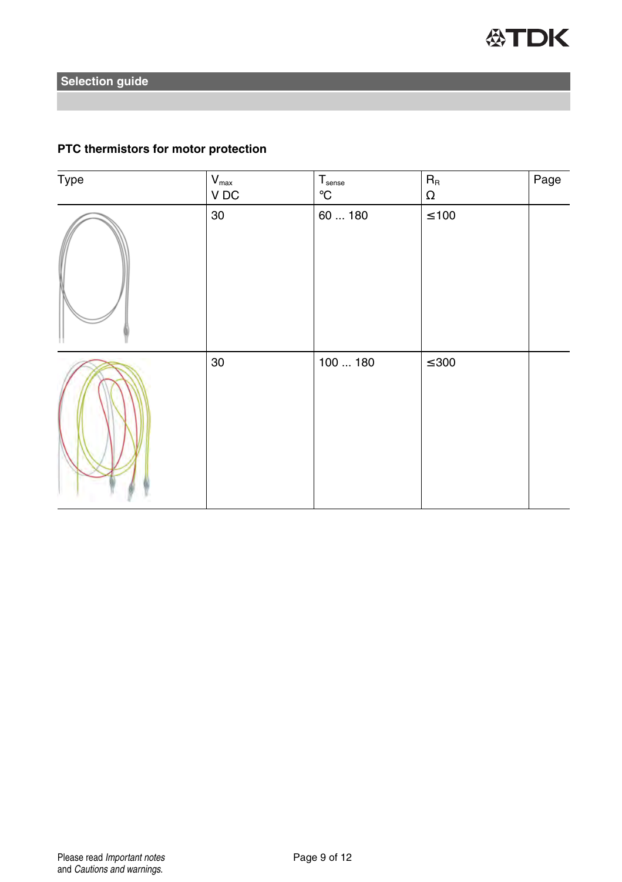## Selection guide

### PTC thermistors for motor protection

| Type | $V_{max}$ V DC | $T_{sense}$ °C | $R_R$ Ω | Page |
|---|---|---|---|---|
| | 30 | 60 ... 180 | ≤100 | |
| | 30 | 100 ... 180 | ≤300 | |

Please read *Important notes* and *Cautions and warnings*.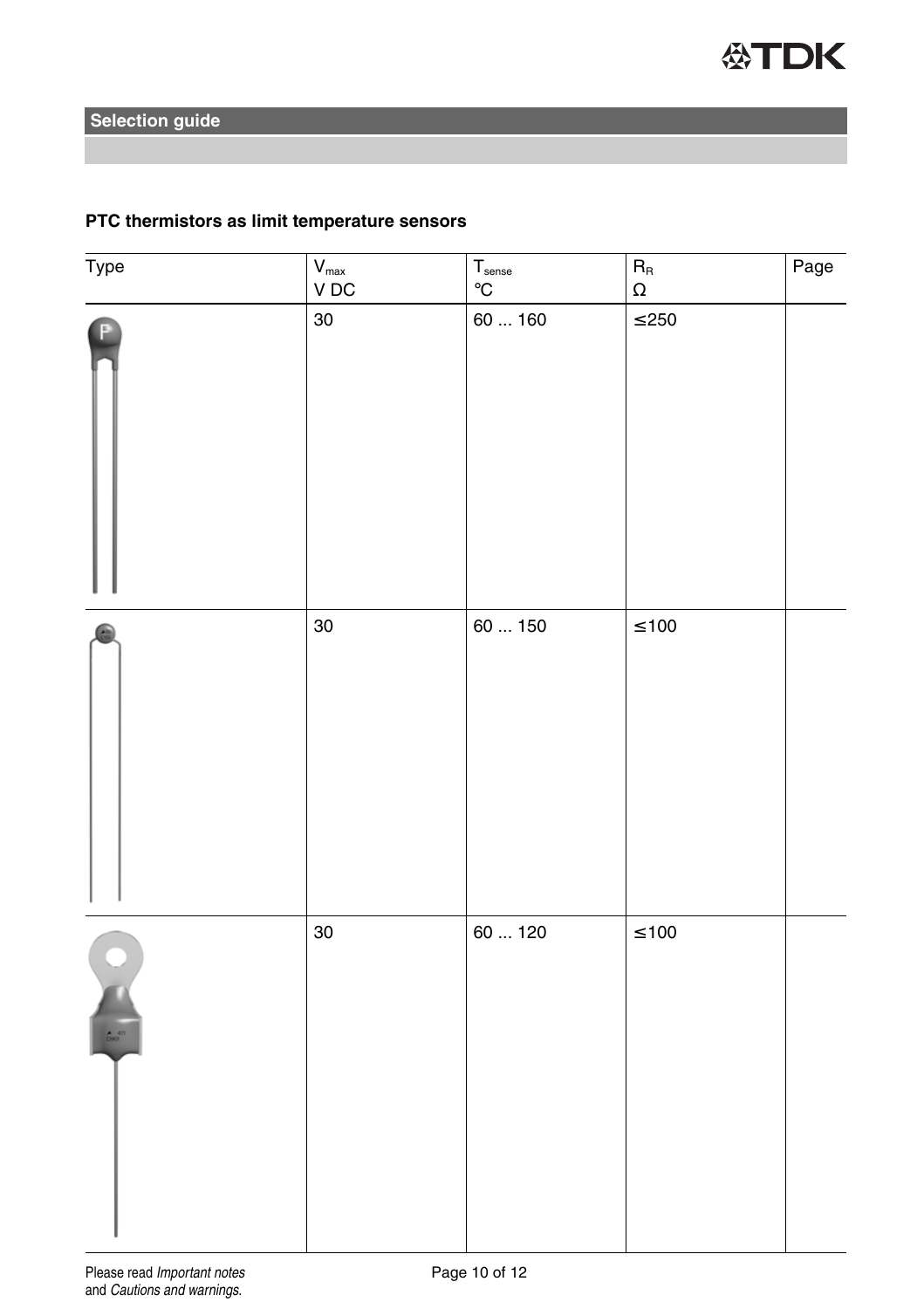## Selection guide

### PTC thermistors as limit temperature sensors

| Type | $V_{max}$ V DC | $T_{sense}$ °C | $R_R$ Ω | Page |
|---|---|---|---|---|
| | 30 | 60 ... 160 | ≤250 | |
| | 30 | 60 ... 150 | ≤100 | |
| | 30 | 60 ... 120 | ≤100 | |

Please read *Important notes* and *Cautions and warnings.*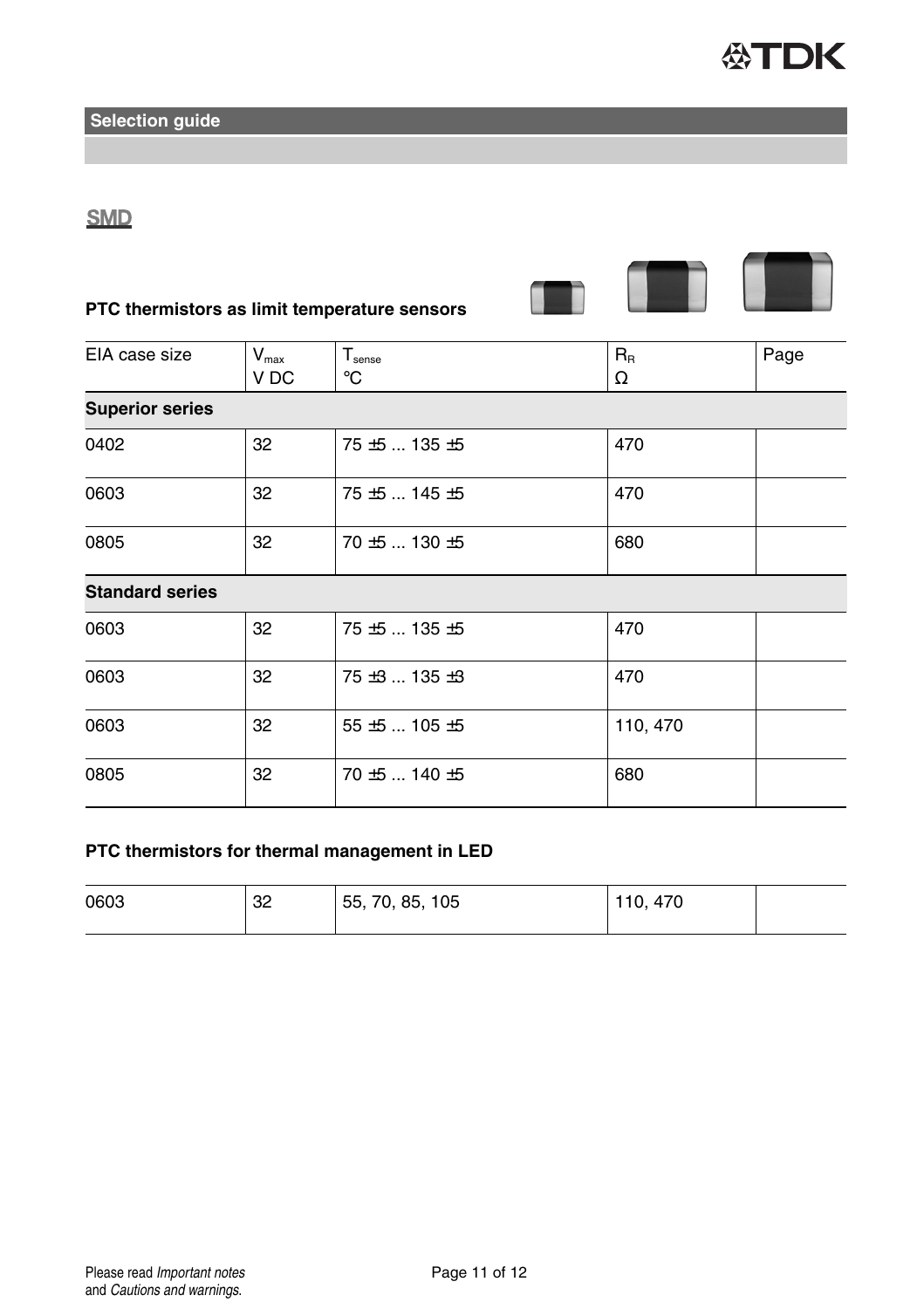## Selection guide

### SMD

**PTC thermistors as limit temperature sensors**

| EIA case size | $V_{max}$ V DC | $T_{sense}$ °C | $R_R$ Ω | Page |
|---|---|---|---|---|
| **Superior series** | | | | |
| 0402 | 32 | 75 ±5 ... 135 ±5 | 470 | |
| 0603 | 32 | 75 ±5 ... 145 ±5 | 470 | |
| 0805 | 32 | 70 ±5 ... 130 ±5 | 680 | |
| **Standard series** | | | | |
| 0603 | 32 | 75 ±5 ... 135 ±5 | 470 | |
| 0603 | 32 | 75 ±3 ... 135 ±3 | 470 | |
| 0603 | 32 | 55 ±5 ... 105 ±5 | 110, 470 | |
| 0805 | 32 | 70 ±5 ... 140 ±5 | 680 | |

**PTC thermistors for thermal management in LED**

| | | | | |
|---|---|---|---|---|
| 0603 | 32 | 55, 70, 85, 105 | 110, 470 | |

Please read *Important notes* and *Cautions and warnings.*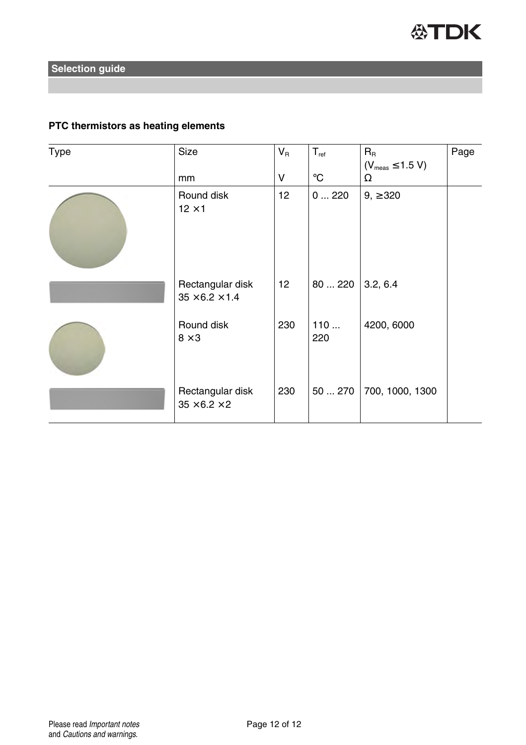## Selection guide

### PTC thermistors as heating elements

| Type | Size<br>mm | $V_R$<br>V | $T_{ref}$<br>°C | $R_R$<br>($V_{meas}$ ≤1.5 V)<br>Ω | Page |
|---|---|---|---|---|---|
| | Round disk<br>12 ×1 | 12 | 0 ... 220 | 9, ≥320 | |
| | Rectangular disk<br>35 ×6.2 ×1.4 | 12 | 80 ... 220 | 3.2, 6.4 | |
| | Round disk<br>8 ×3 | 230 | 110 ... 220 | 4200, 6000 | |
| | Rectangular disk<br>35 ×6.2 ×2 | 230 | 50 ... 270 | 700, 1000, 1300 | |

Please read *Important notes* and *Cautions and warnings.*